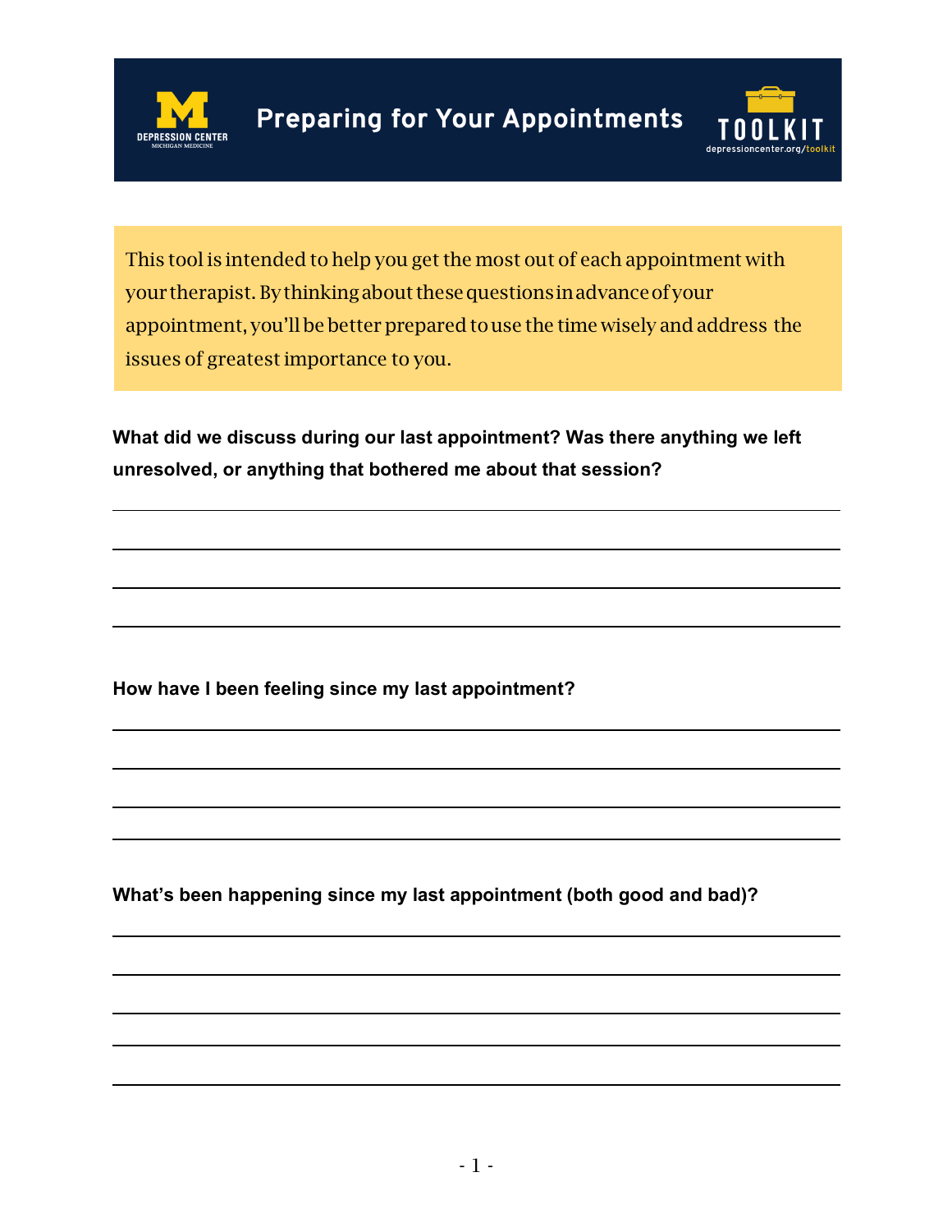# Preparing for Your Appointments

DEPRESSION CENTER
MICHIGAN MEDICINE

TOOLKIT
depressioncenter.org/toolkit

This tool is intended to help you get the most out of each appointment with your therapist. By thinking about these questions in advance of your appointment, you'll be better prepared to use the time wisely and address the issues of greatest importance to you.

**What did we discuss during our last appointment? Was there anything we left unresolved, or anything that bothered me about that session?**

______________________________________________________________________

______________________________________________________________________

______________________________________________________________________

______________________________________________________________________

**How have I been feeling since my last appointment?**

______________________________________________________________________

______________________________________________________________________

______________________________________________________________________

______________________________________________________________________

**What's been happening since my last appointment (both good and bad)?**

______________________________________________________________________

______________________________________________________________________

______________________________________________________________________

______________________________________________________________________

______________________________________________________________________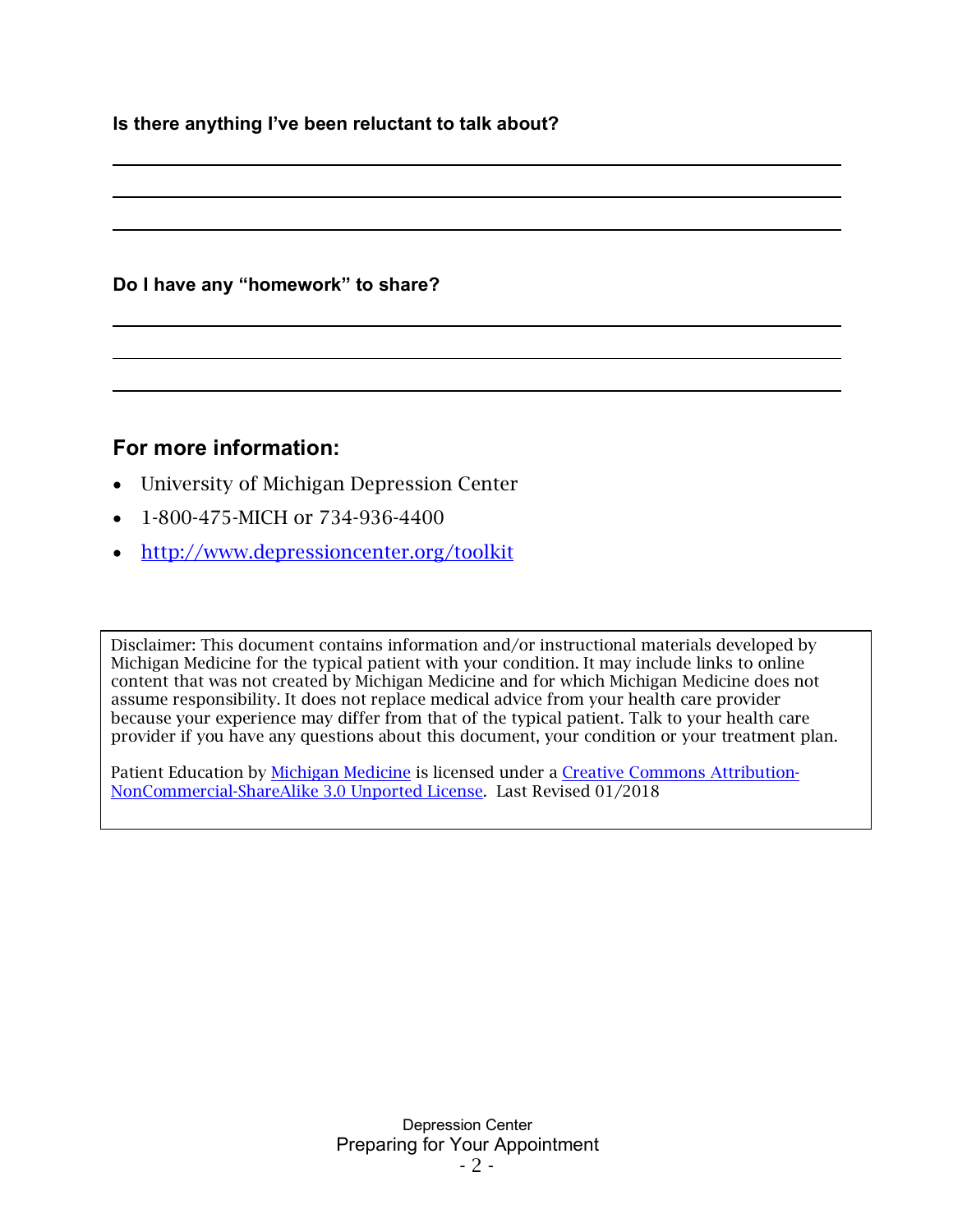**Is there anything I've been reluctant to talk about?**

\_\_\_\_\_\_\_\_\_\_\_\_\_\_\_\_\_\_\_\_\_\_\_\_\_\_\_\_\_\_\_\_\_\_\_\_\_\_\_\_\_\_\_\_\_\_\_\_\_\_\_\_\_\_\_\_\_\_\_\_\_\_\_\_

\_\_\_\_\_\_\_\_\_\_\_\_\_\_\_\_\_\_\_\_\_\_\_\_\_\_\_\_\_\_\_\_\_\_\_\_\_\_\_\_\_\_\_\_\_\_\_\_\_\_\_\_\_\_\_\_\_\_\_\_\_\_\_\_

\_\_\_\_\_\_\_\_\_\_\_\_\_\_\_\_\_\_\_\_\_\_\_\_\_\_\_\_\_\_\_\_\_\_\_\_\_\_\_\_\_\_\_\_\_\_\_\_\_\_\_\_\_\_\_\_\_\_\_\_\_\_\_\_

**Do I have any "homework" to share?**

\_\_\_\_\_\_\_\_\_\_\_\_\_\_\_\_\_\_\_\_\_\_\_\_\_\_\_\_\_\_\_\_\_\_\_\_\_\_\_\_\_\_\_\_\_\_\_\_\_\_\_\_\_\_\_\_\_\_\_\_\_\_\_\_

\_\_\_\_\_\_\_\_\_\_\_\_\_\_\_\_\_\_\_\_\_\_\_\_\_\_\_\_\_\_\_\_\_\_\_\_\_\_\_\_\_\_\_\_\_\_\_\_\_\_\_\_\_\_\_\_\_\_\_\_\_\_\_\_

\_\_\_\_\_\_\_\_\_\_\_\_\_\_\_\_\_\_\_\_\_\_\_\_\_\_\_\_\_\_\_\_\_\_\_\_\_\_\_\_\_\_\_\_\_\_\_\_\_\_\_\_\_\_\_\_\_\_\_\_\_\_\_\_

## For more information:

- University of Michigan Depression Center
- 1-800-475-MICH or 734-936-4400
- [http://www.depressioncenter.org/toolkit](http://www.depressioncenter.org/toolkit)

Disclaimer: This document contains information and/or instructional materials developed by Michigan Medicine for the typical patient with your condition. It may include links to online content that was not created by Michigan Medicine and for which Michigan Medicine does not assume responsibility. It does not replace medical advice from your health care provider because your experience may differ from that of the typical patient. Talk to your health care provider if you have any questions about this document, your condition or your treatment plan.

Patient Education by Michigan Medicine is licensed under a Creative Commons Attribution-NonCommercial-ShareAlike 3.0 Unported License. Last Revised 01/2018